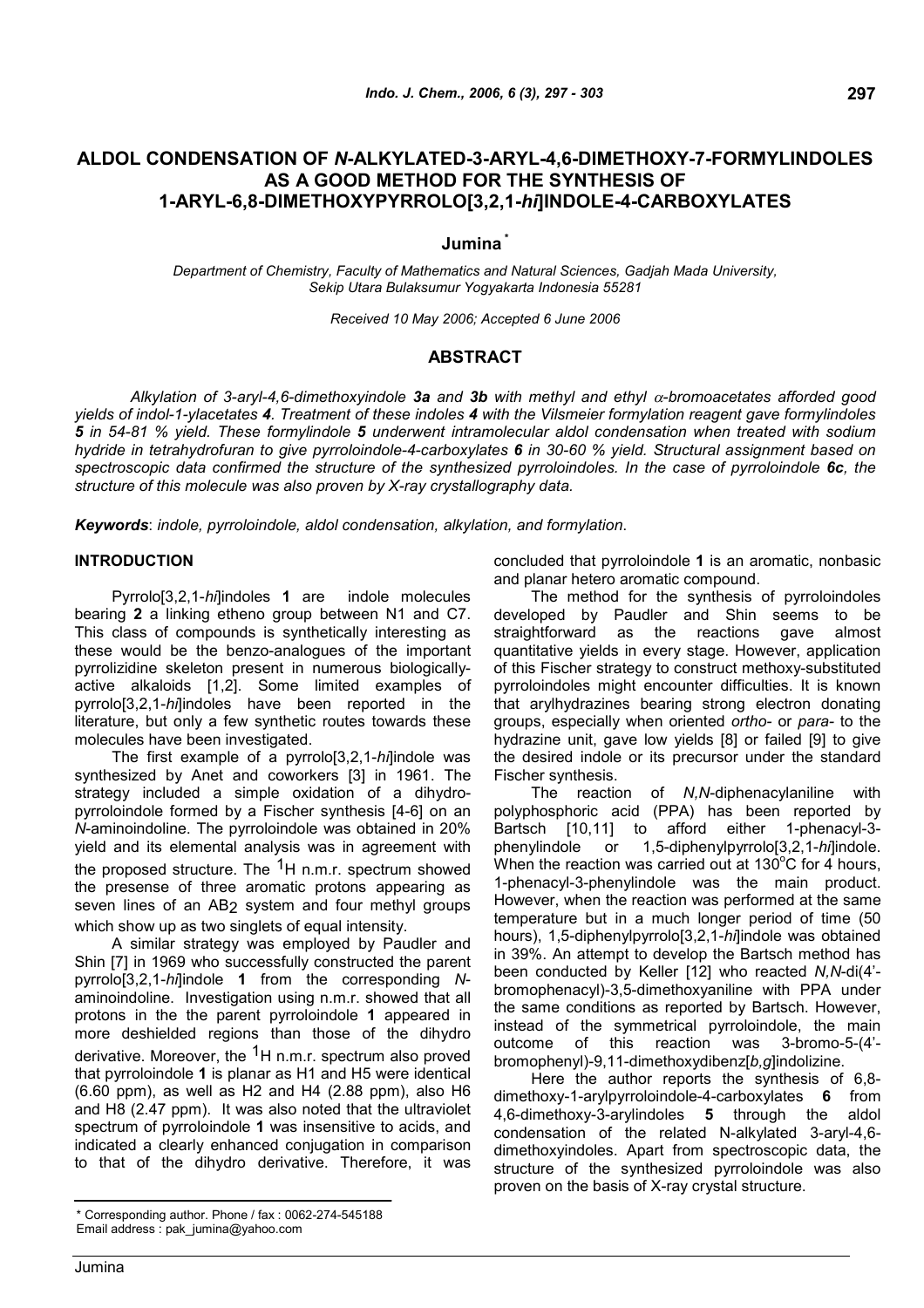# ALDOL CONDENSATION OF *N*-ALKYLATED-3-ARYL-4,6-DIMETHOXY-7-FORMYLINDOLES AS A GOOD METHOD FOR THE SYNTHESIS OF 1-ARYL-6,8-DIMETHOXYPYRROLO[3,2,1-*hi*]INDOLE-4-CARBOXYLATES

**Jumina** *

*Department of Chemistry, Faculty of Mathematics and Natural Sciences, Gadjah Mada University, Sekip Utara Bulaksumur Yogyakarta Indonesia 55281*

*Received 10 May 2006; Accepted 6 June 2006*

## ABSTRACT

*Alkylation of 3-aryl-4,6-dimethoxyindole **3a** and **3b** with methyl and ethyl $\alpha$-bromoacetates afforded good yields of indol-1-ylacetates **4**. Treatment of these indoles **4** with the Vilsmeier formylation reagent gave formylindoles **5** in 54-81 % yield. These formylindole **5** underwent intramolecular aldol condensation when treated with sodium hydride in tetrahydrofuran to give pyrroloindole-4-carboxylates **6** in 30-60 % yield. Structural assignment based on spectroscopic data confirmed the structure of the synthesized pyrroloindoles. In the case of pyrroloindole **6c**, the structure of this molecule was also proven by X-ray crystallography data.*

***Keywords**: indole, pyrroloindole, aldol condensation, alkylation, and formylation.*

## INTRODUCTION

Pyrrolo[3,2,1-*hi*]indoles **1** are indole molecules bearing **2** a linking etheno group between N1 and C7. This class of compounds is synthetically interesting as these would be the benzo-analogues of the important pyrrolizidine skeleton present in numerous biologically-active alkaloids [1,2]. Some limited examples of pyrrolo[3,2,1-*hi*]indoles have been reported in the literature, but only a few synthetic routes towards these molecules have been investigated.

The first example of a pyrrolo[3,2,1-*hi*]indole was synthesized by Anet and coworkers [3] in 1961. The strategy included a simple oxidation of a dihydro-pyrroloindole formed by a Fischer synthesis [4-6] on an *N*-aminoindoline. The pyrroloindole was obtained in 20% yield and its elemental analysis was in agreement with the proposed structure. The $^1$H n.m.r. spectrum showed the presense of three aromatic protons appearing as seven lines of an $AB_2$ system and four methyl groups which show up as two singlets of equal intensity.

A similar strategy was employed by Paudler and Shin [7] in 1969 who successfully constructed the parent pyrrolo[3,2,1-*hi*]indole **1** from the corresponding *N*-aminoindoline. Investigation using n.m.r. showed that all protons in the the parent pyrroloindole **1** appeared in more deshielded regions than those of the dihydro derivative. Moreover, the $^1$H n.m.r. spectrum also proved that pyrroloindole **1** is planar as H1 and H5 were identical (6.60 ppm), as well as H2 and H4 (2.88 ppm), also H6 and H8 (2.47 ppm). It was also noted that the ultraviolet spectrum of pyrroloindole **1** was insensitive to acids, and indicated a clearly enhanced conjugation in comparison to that of the dihydro derivative. Therefore, it was concluded that pyrroloindole **1** is an aromatic, nonbasic and planar hetero aromatic compound.

The method for the synthesis of pyrroloindoles developed by Paudler and Shin seems to be straightforward as the reactions gave almost quantitative yields in every stage. However, application of this Fischer strategy to construct methoxy-substituted pyrroloindoles might encounter difficulties. It is known that arylhydrazines bearing strong electron donating groups, especially when oriented *ortho*- or *para*- to the hydrazine unit, gave low yields [8] or failed [9] to give the desired indole or its precursor under the standard Fischer synthesis.

The reaction of *N,N*-diphenacylaniline with polyphosphoric acid (PPA) has been reported by Bartsch [10,11] to afford either 1-phenacyl-3-phenylindole or 1,5-diphenylpyrrolo[3,2,1-*hi*]indole. When the reaction was carried out at 130°C for 4 hours, 1-phenacyl-3-phenylindole was the main product. However, when the reaction was performed at the same temperature but in a much longer period of time (50 hours), 1,5-diphenylpyrrolo[3,2,1-*hi*]indole was obtained in 39%. An attempt to develop the Bartsch method has been conducted by Keller [12] who reacted *N,N*-di(4'-bromophenacyl)-3,5-dimethoxyaniline with PPA under the same conditions as reported by Bartsch. However, instead of the symmetrical pyrroloindole, the main outcome of this reaction was 3-bromo-5-(4'-bromophenyl)-9,11-dimethoxydibenz[*b,g*]indolizine.

Here the author reports the synthesis of 6,8-dimethoxy-1-arylpyrroloindole-4-carboxylates **6** from 4,6-dimethoxy-3-arylindoles **5** through the aldol condensation of the related N-alkylated 3-aryl-4,6-dimethoxyindoles. Apart from spectroscopic data, the structure of the synthesized pyrroloindole was also proven on the basis of X-ray crystal structure.

---

\* Corresponding author. Phone / fax : 0062-274-545188
Email address : pak_jumina@yahoo.com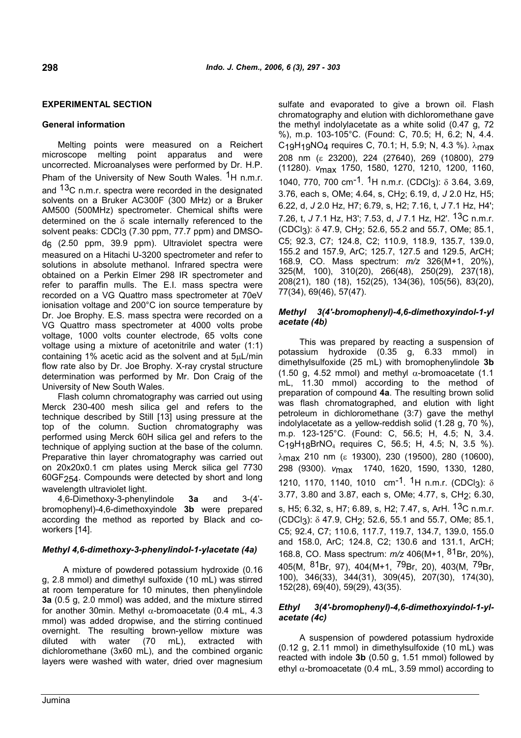## EXPERIMENTAL SECTION

### General information

Melting points were measured on a Reichert microscope melting point apparatus and were uncorrected. Microanalyses were performed by Dr. H.P. Pham of the University of New South Wales. $^1$H n.m.r. and $^{13}$C n.m.r. spectra were recorded in the designated solvents on a Bruker AC300F (300 MHz) or a Bruker AM500 (500MHz) spectrometer. Chemical shifts were determined on the $\delta$ scale internally referenced to the solvent peaks: $CDCl_3$ (7.30 ppm, 77.7 ppm) and DMSO-$d_6$ (2.50 ppm, 39.9 ppm). Ultraviolet spectra were measured on a Hitachi U-3200 spectrometer and refer to solutions in absolute methanol. Infrared spectra were obtained on a Perkin Elmer 298 IR spectrometer and refer to paraffin mulls. The E.I. mass spectra were recorded on a VG Quattro mass spectrometer at 70eV ionisation voltage and 200°C ion source temperature by Dr. Joe Brophy. E.S. mass spectra were recorded on a VG Quattro mass spectrometer at 4000 volts probe voltage, 1000 volts counter electrode, 65 volts cone voltage using a mixture of acetonitrile and water (1:1) containing 1% acetic acid as the solvent and at 5μL/min flow rate also by Dr. Joe Brophy. X-ray crystal structure determination was performed by Mr. Don Craig of the University of New South Wales.

Flash column chromatography was carried out using Merck 230-400 mesh silica gel and refers to the technique described by Still [13] using pressure at the top of the column. Suction chromatography was performed using Merck 60H silica gel and refers to the technique of applying suction at the base of the column. Preparative thin layer chromatography was carried out on 20x20x0.1 cm plates using Merck silica gel 7730 60GF$_{254}$. Compounds were detected by short and long wavelength ultraviolet light.

4,6-Dimethoxy-3-phenylindole **3a** and 3-(4'-bromophenyl)-4,6-dimethoxyindole **3b** were prepared according the method as reported by Black and co-workers [14].

### *Methyl 4,6-dimethoxy-3-phenylindol-1-ylacetate (4a)*

A mixture of powdered potassium hydroxide (0.16 g, 2.8 mmol) and dimethyl sulfoxide (10 mL) was stirred at room temperature for 10 minutes, then phenylindole **3a** (0.5 g, 2.0 mmol) was added, and the mixture stirred for another 30min. Methyl α-bromoacetate (0.4 mL, 4.3 mmol) was added dropwise, and the stirring continued overnight. The resulting brown-yellow mixture was diluted with water (70 mL), extracted with dichloromethane (3x60 mL), and the combined organic layers were washed with water, dried over magnesium sulfate and evaporated to give a brown oil. Flash chromatography and elution with dichloromethane gave the methyl indolylacetate as a white solid (0.47 g, 72 %), m.p. 103-105°C. (Found: C, 70.5; H, 6.2; N, 4.4. $C_{19}H_{19}NO_4$ requires C, 70.1; H, 5.9; N, 4.3 %). $\lambda_{max}$ 208 nm ($\varepsilon$ 23200), 224 (27640), 269 (10800), 279 (11280). $\nu_{max}$ 1750, 1580, 1270, 1210, 1200, 1160, 1040, 770, 700 cm$^{-1}$. $^1$H n.m.r. ($CDCl_3$): $\delta$ 3.64, 3.69, 3.76, each s, OMe; 4.64, s, $CH_2$; 6.19, d, $J$ 2.0 Hz, H5; 6.22, d, $J$ 2.0 Hz, H7; 6.79, s, H2; 7.16, t, $J$ 7.1 Hz, H4'; 7.26, t, $J$ 7.1 Hz, H3'; 7.53, d, $J$ 7.1 Hz, H2'. $^{13}$C n.m.r. ($CDCl_3$): $\delta$ 47.9, $CH_2$; 52.6, 55.2 and 55.7, OMe; 85.1, C5; 92.3, C7; 124.8, C2; 110.9, 118.9, 135.7, 139.0, 155.2 and 157.9, ArC; 125.7, 127.5 and 129.5, ArCH; 168.9, CO. Mass spectrum: $m/z$ 326(M+1, 20%), 325(M, 100), 310(20), 266(48), 250(29), 237(18), 208(21), 180 (18), 152(25), 134(36), 105(56), 83(20), 77(34), 69(46), 57(47).

### *Methyl 3(4'-bromophenyl)-4,6-dimethoxyindol-1-yl acetate (4b)*

This was prepared by reacting a suspension of potassium hydroxide (0.35 g, 6.33 mmol) in dimethylsulfoxide (25 mL) with bromophenylindole **3b** (1.50 g, 4.52 mmol) and methyl α-bromoacetate (1.1 mL, 11.30 mmol) according to the method of preparation of compound **4a**. The resulting brown solid was flash chromatographed, and elution with light petroleum in dichloromethane (3:7) gave the methyl indolylacetate as a yellow-reddish solid (1.28 g, 70 %), m.p. 123-125°C. (Found: C, 56.5; H, 4.5; N, 3.4. $C_{19}H_{18}BrNO_4$ requires C, 56.5; H, 4.5; N, 3.5 %). $\lambda_{max}$ 210 nm ($\varepsilon$ 19300), 230 (19500), 280 (10600), 298 (9300). $\nu_{max}$ 1740, 1620, 1590, 1330, 1280, 1210, 1170, 1140, 1010 cm$^{-1}$. $^1$H n.m.r. ($CDCl_3$): $\delta$ 3.77, 3.80 and 3.87, each s, OMe; 4.77, s, $CH_2$; 6.30, s, H5; 6.32, s, H7; 6.89, s, H2; 7.47, s, ArH. $^{13}$C n.m.r. ($CDCl_3$): $\delta$ 47.9, $CH_2$; 52.6, 55.1 and 55.7, OMe; 85.1, C5; 92.4, C7; 110.6, 117.7, 119.7, 134.7, 139.0, 155.0 and 158.0, ArC; 124.8, C2; 130.6 and 131.1, ArCH; 168.8, CO. Mass spectrum: $m/z$ 406(M+1, $^{81}$Br, 20%), 405(M, $^{81}$Br, 97), 404(M+1, $^{79}$Br, 20), 403(M, $^{79}$Br, 100), 346(33), 344(31), 309(45), 207(30), 174(30), 152(28), 69(40), 59(29), 43(35).

### *Ethyl 3(4'-bromophenyl)-4,6-dimethoxyindol-1-yl-acetate (4c)*

A suspension of powdered potassium hydroxide (0.12 g, 2.11 mmol) in dimethylsulfoxide (10 mL) was reacted with indole **3b** (0.50 g, 1.51 mmol) followed by ethyl α-bromoacetate (0.4 mL, 3.59 mmol) according to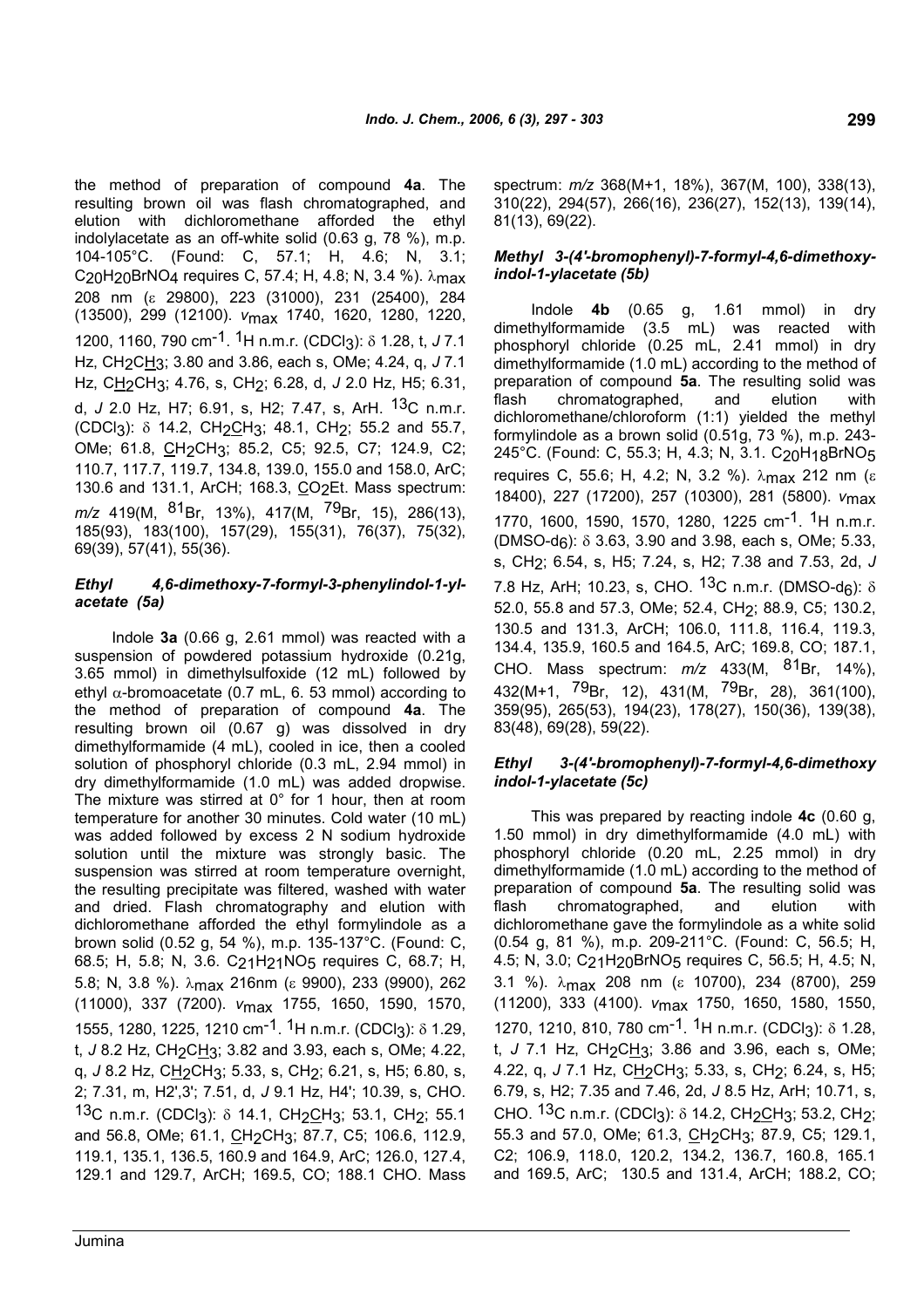the method of preparation of compound **4a**. The resulting brown oil was flash chromatographed, and elution with dichloromethane afforded the ethyl indolylacetate as an off-white solid (0.63 g, 78 %), m.p. 104-105°C. (Found: C, 57.1; H, 4.6; N, 3.1; $C_{20}H_{20}BrNO_4$ requires C, 57.4; H, 4.8; N, 3.4 %). $\lambda_{max}$ 208 nm ($\varepsilon$ 29800), 223 (31000), 231 (25400), 284 (13500), 299 (12100). $\nu_{max}$ 1740, 1620, 1280, 1220, 1200, 1160, 790 cm$^{-1}$. $^1$H n.m.r. ($CDCl_3$): $\delta$ 1.28, t, *J* 7.1 Hz, $CH_2C\underline{H}_3$; 3.80 and 3.86, each s, OMe; 4.24, q, *J* 7.1 Hz, $C\underline{H}_2CH_3$; 4.76, s, $CH_2$; 6.28, d, *J* 2.0 Hz, H5; 6.31, d, *J* 2.0 Hz, H7; 6.91, s, H2; 7.47, s, ArH. $^{13}$C n.m.r. ($CDCl_3$): $\delta$ 14.2, $CH_2\underline{C}H_3$; 48.1, $CH_2$; 55.2 and 55.7, OMe; 61.8, $\underline{C}H_2CH_3$; 85.2, C5; 92.5, C7; 124.9, C2; 110.7, 117.7, 119.7, 134.8, 139.0, 155.0 and 158.0, ArC; 130.6 and 131.1, ArCH; 168.3, $\underline{C}O_2Et$. Mass spectrum: *m/z* 419(M, $^{81}$Br, 13%), 417(M, $^{79}$Br, 15), 286(13), 185(93), 183(100), 157(29), 155(31), 76(37), 75(32), 69(39), 57(41), 55(36).

### *Ethyl 4,6-dimethoxy-7-formyl-3-phenylindol-1-yl-acetate (5a)*

Indole **3a** (0.66 g, 2.61 mmol) was reacted with a suspension of powdered potassium hydroxide (0.21g, 3.65 mmol) in dimethylsulfoxide (12 mL) followed by ethyl $\alpha$-bromoacetate (0.7 mL, 6. 53 mmol) according to the method of preparation of compound **4a**. The resulting brown oil (0.67 g) was dissolved in dry dimethylformamide (4 mL), cooled in ice, then a cooled solution of phosphoryl chloride (0.3 mL, 2.94 mmol) in dry dimethylformamide (1.0 mL) was added dropwise. The mixture was stirred at 0° for 1 hour, then at room temperature for another 30 minutes. Cold water (10 mL) was added followed by excess 2 N sodium hydroxide solution until the mixture was strongly basic. The suspension was stirred at room temperature overnight, the resulting precipitate was filtered, washed with water and dried. Flash chromatography and elution with dichloromethane afforded the ethyl formylindole as a brown solid (0.52 g, 54 %), m.p. 135-137°C. (Found: C, 68.5; H, 5.8; N, 3.6. $C_{21}H_{21}NO_5$ requires C, 68.7; H, 5.8; N, 3.8 %). $\lambda_{max}$ 216nm ($\varepsilon$ 9900), 233 (9900), 262 (11000), 337 (7200). $\nu_{max}$ 1755, 1650, 1590, 1570, 1555, 1280, 1225, 1210 cm$^{-1}$. $^1$H n.m.r. ($CDCl_3$): $\delta$ 1.29, t, *J* 8.2 Hz, $CH_2C\underline{H}_3$; 3.82 and 3.93, each s, OMe; 4.22, q, *J* 8.2 Hz, $C\underline{H}_2CH_3$; 5.33, s, $CH_2$; 6.21, s, H5; 6.80, s, 2; 7.31, m, H2',3'; 7.51, d, *J* 9.1 Hz, H4'; 10.39, s, CHO. $^{13}$C n.m.r. ($CDCl_3$): $\delta$ 14.1, $CH_2\underline{C}H_3$; 53.1, $CH_2$; 55.1 and 56.8, OMe; 61.1, $\underline{C}H_2CH_3$; 87.7, C5; 106.6, 112.9, 119.1, 135.1, 136.5, 160.9 and 164.9, ArC; 126.0, 127.4, 129.1 and 129.7, ArCH; 169.5, CO; 188.1 CHO. Mass spectrum: *m/z* 368(M+1, 18%), 367(M, 100), 338(13), 310(22), 294(57), 266(16), 236(27), 152(13), 139(14), 81(13), 69(22).

### *Methyl 3-(4'-bromophenyl)-7-formyl-4,6-dimethoxy-indol-1-ylacetate (5b)*

Indole **4b** (0.65 g, 1.61 mmol) in dry dimethylformamide (3.5 mL) was reacted with phosphoryl chloride (0.25 mL, 2.41 mmol) in dry dimethylformamide (1.0 mL) according to the method of preparation of compound **5a**. The resulting solid was flash chromatographed, and elution with dichloromethane/chloroform (1:1) yielded the methyl formylindole as a brown solid (0.51g, 73 %), m.p. 243-245°C. (Found: C, 55.3; H, 4.3; N, 3.1. $C_{20}H_{18}BrNO_5$ requires C, 55.6; H, 4.2; N, 3.2 %). $\lambda_{max}$ 212 nm ($\varepsilon$ 18400), 227 (17200), 257 (10300), 281 (5800). $\nu_{max}$ 1770, 1600, 1590, 1570, 1280, 1225 cm$^{-1}$. $^1$H n.m.r. (DMSO-d$_6$): $\delta$ 3.63, 3.90 and 3.98, each s, OMe; 5.33, s, $CH_2$; 6.54, s, H5; 7.24, s, H2; 7.38 and 7.53, 2d, *J* 7.8 Hz, ArH; 10.23, s, CHO. $^{13}$C n.m.r. (DMSO-d$_6$): $\delta$ 52.0, 55.8 and 57.3, OMe; 52.4, $CH_2$; 88.9, C5; 130.2, 130.5 and 131.3, ArCH; 106.0, 111.8, 116.4, 119.3, 134.4, 135.9, 160.5 and 164.5, ArC; 169.8, CO; 187.1, CHO. Mass spectrum: *m/z* 433(M, $^{81}$Br, 14%), 432(M+1, $^{79}$Br, 12), 431(M, $^{79}$Br, 28), 361(100), 359(95), 265(53), 194(23), 178(27), 150(36), 139(38), 83(48), 69(28), 59(22).

### *Ethyl 3-(4'-bromophenyl)-7-formyl-4,6-dimethoxy indol-1-ylacetate (5c)*

This was prepared by reacting indole **4c** (0.60 g, 1.50 mmol) in dry dimethylformamide (4.0 mL) with phosphoryl chloride (0.20 mL, 2.25 mmol) in dry dimethylformamide (1.0 mL) according to the method of preparation of compound **5a**. The resulting solid was flash chromatographed, and elution with dichloromethane gave the formylindole as a white solid (0.54 g, 81 %), m.p. 209-211°C. (Found: C, 56.5; H, 4.5; N, 3.0; $C_{21}H_{20}BrNO_5$ requires C, 56.5; H, 4.5; N, 3.1 %). $\lambda_{max}$ 208 nm ($\varepsilon$ 10700), 234 (8700), 259 (11200), 333 (4100). $\nu_{max}$ 1750, 1650, 1580, 1550, 1270, 1210, 810, 780 cm$^{-1}$. $^1$H n.m.r. ($CDCl_3$): $\delta$ 1.28, t, *J* 7.1 Hz, $CH_2C\underline{H}_3$; 3.86 and 3.96, each s, OMe; 4.22, q, *J* 7.1 Hz, $C\underline{H}_2CH_3$; 5.33, s, $CH_2$; 6.24, s, H5; 6.79, s, H2; 7.35 and 7.46, 2d, *J* 8.5 Hz, ArH; 10.71, s, CHO. $^{13}$C n.m.r. ($CDCl_3$): $\delta$ 14.2, $CH_2\underline{C}H_3$; 53.2, $CH_2$; 55.3 and 57.0, OMe; 61.3, $\underline{C}H_2CH_3$; 87.9, C5; 129.1, C2; 106.9, 118.0, 120.2, 134.2, 136.7, 160.8, 165.1 and 169.5, ArC; 130.5 and 131.4, ArCH; 188.2, CO;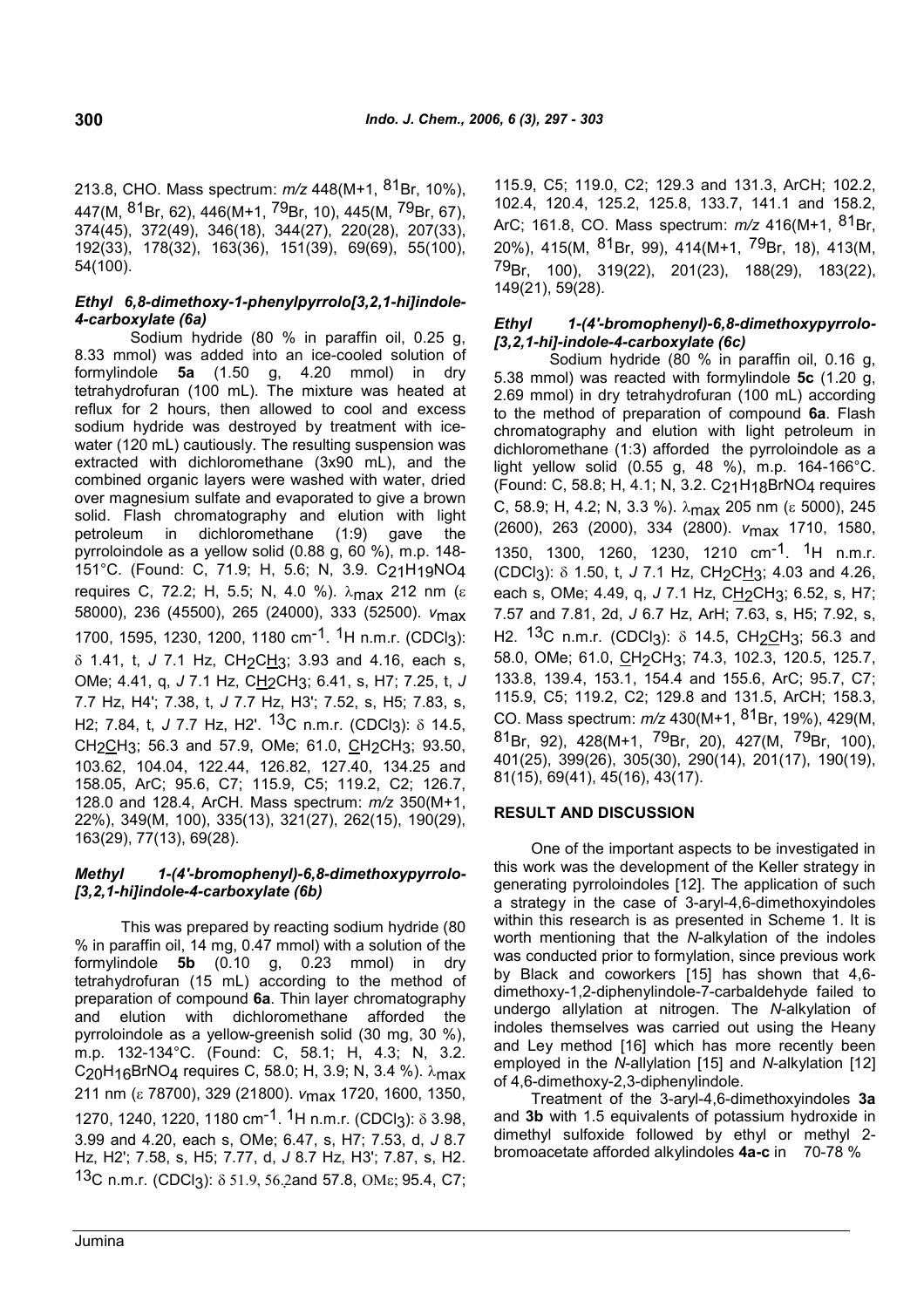213.8, CHO. Mass spectrum: *m/z* 448(M+1, $^{81}$Br, 10%), 447(M, $^{81}$Br, 62), 446(M+1, $^{79}$Br, 10), 445(M, $^{79}$Br, 67), 374(45), 372(49), 346(18), 344(27), 220(28), 207(33), 192(33), 178(32), 163(36), 151(39), 69(69), 55(100), 54(100).

### *Ethyl 6,8-dimethoxy-1-phenylpyrrolo[3,2,1-hi]indole-4-carboxylate (6a)*

Sodium hydride (80 % in paraffin oil, 0.25 g, 8.33 mmol) was added into an ice-cooled solution of formylindole **5a** (1.50 g, 4.20 mmol) in dry tetrahydrofuran (100 mL). The mixture was heated at reflux for 2 hours, then allowed to cool and excess sodium hydride was destroyed by treatment with ice-water (120 mL) cautiously. The resulting suspension was extracted with dichloromethane (3x90 mL), and the combined organic layers were washed with water, dried over magnesium sulfate and evaporated to give a brown solid. Flash chromatography and elution with light petroleum in dichloromethane (1:9) gave the pyrroloindole as a yellow solid (0.88 g, 60 %), m.p. 148-151°C. (Found: C, 71.9; H, 5.6; N, 3.9. $C_{21}H_{19}NO_4$ requires C, 72.2; H, 5.5; N, 4.0 %). $\lambda_{max}$ 212 nm ($\varepsilon$ 58000), 236 (45500), 265 (24000), 333 (52500). $\nu_{max}$ 1700, 1595, 1230, 1200, 1180 cm$^{-1}$. $^1$H n.m.r. ($CDCl_3$): $\delta$ 1.41, t, *J* 7.1 Hz, $CH_2\underline{CH_3}$; 3.93 and 4.16, each s, OMe; 4.41, q, *J* 7.1 Hz, $\underline{CH_2}CH_3$; 6.41, s, H7; 7.25, t, *J* 7.7 Hz, H4'; 7.38, t, *J* 7.7 Hz, H3'; 7.52, s, H5; 7.83, s, H2; 7.84, t, *J* 7.7 Hz, H2'. $^{13}$C n.m.r. ($CDCl_3$): $\delta$ 14.5, $CH_2\underline{C}H_3$; 56.3 and 57.9, OMe; 61.0, $\underline{C}H_2CH_3$; 93.50, 103.62, 104.04, 122.44, 126.82, 127.40, 134.25 and 158.05, ArC; 95.6, C7; 115.9, C5; 119.2, C2; 126.7, 128.0 and 128.4, ArCH. Mass spectrum: *m/z* 350(M+1, 22%), 349(M, 100), 335(13), 321(27), 262(15), 190(29), 163(29), 77(13), 69(28).

### *Methyl 1-(4'-bromophenyl)-6,8-dimethoxypyrrolo-[3,2,1-hi]indole-4-carboxylate (6b)*

This was prepared by reacting sodium hydride (80 % in paraffin oil, 14 mg, 0.47 mmol) with a solution of the formylindole **5b** (0.10 g, 0.23 mmol) in dry tetrahydrofuran (15 mL) according to the method of preparation of compound **6a**. Thin layer chromatography and elution with dichloromethane afforded the pyrroloindole as a yellow-greenish solid (30 mg, 30 %), m.p. 132-134°C. (Found: C, 58.1; H, 4.3; N, 3.2. $C_{20}H_{16}BrNO_4$ requires C, 58.0; H, 3.9; N, 3.4 %). $\lambda_{max}$ 211 nm ($\varepsilon$ 78700), 329 (21800). $\nu_{max}$ 1720, 1600, 1350, 1270, 1240, 1220, 1180 cm$^{-1}$. $^1$H n.m.r. ($CDCl_3$): $\delta$ 3.98, 3.99 and 4.20, each s, OMe; 6.47, s, H7; 7.53, d, *J* 8.7 Hz, H2'; 7.58, s, H5; 7.77, d, *J* 8.7 Hz, H3'; 7.87, s, H2. $^{13}$C n.m.r. ($CDCl_3$): $\delta$ 51.9, 56.2and 57.8, OMe; 95.4, C7; 115.9, C5; 119.0, C2; 129.3 and 131.3, ArCH; 102.2, 102.4, 120.4, 125.2, 125.8, 133.7, 141.1 and 158.2, ArC; 161.8, CO. Mass spectrum: *m/z* 416(M+1, $^{81}$Br, 20%), 415(M, $^{81}$Br, 99), 414(M+1, $^{79}$Br, 18), 413(M, $^{79}$Br, 100), 319(22), 201(23), 188(29), 183(22), 149(21), 59(28).

### *Ethyl 1-(4'-bromophenyl)-6,8-dimethoxypyrrolo-[3,2,1-hi]-indole-4-carboxylate (6c)*

Sodium hydride (80 % in paraffin oil, 0.16 g, 5.38 mmol) was reacted with formylindole **5c** (1.20 g, 2.69 mmol) in dry tetrahydrofuran (100 mL) according to the method of preparation of compound **6a**. Flash chromatography and elution with light petroleum in dichloromethane (1:3) afforded the pyrroloindole as a light yellow solid (0.55 g, 48 %), m.p. 164-166°C. (Found: C, 58.8; H, 4.1; N, 3.2. $C_{21}H_{18}BrNO_4$ requires C, 58.9; H, 4.2; N, 3.3 %). $\lambda_{max}$ 205 nm ($\varepsilon$ 5000), 245 (2600), 263 (2000), 334 (2800). $\nu_{max}$ 1710, 1580, 1350, 1300, 1260, 1230, 1210 cm$^{-1}$. $^1$H n.m.r. ($CDCl_3$): $\delta$ 1.50, t, *J* 7.1 Hz, $CH_2\underline{CH_3}$; 4.03 and 4.26, each s, OMe; 4.49, q, *J* 7.1 Hz, $\underline{CH_2}CH_3$; 6.52, s, H7; 7.57 and 7.81, 2d, *J* 6.7 Hz, ArH; 7.63, s, H5; 7.92, s, H2. $^{13}$C n.m.r. ($CDCl_3$): $\delta$ 14.5, $CH_2\underline{C}H_3$; 56.3 and 58.0, OMe; 61.0, $\underline{C}H_2CH_3$; 74.3, 102.3, 120.5, 125.7, 133.8, 139.4, 153.1, 154.4 and 155.6, ArC; 95.7, C7; 115.9, C5; 119.2, C2; 129.8 and 131.5, ArCH; 158.3, CO. Mass spectrum: *m/z* 430(M+1, $^{81}$Br, 19%), 429(M, $^{81}$Br, 92), 428(M+1, $^{79}$Br, 20), 427(M, $^{79}$Br, 100), 401(25), 399(26), 305(30), 290(14), 201(17), 190(19), 81(15), 69(41), 45(16), 43(17).

## RESULT AND DISCUSSION

One of the important aspects to be investigated in this work was the development of the Keller strategy in generating pyrroloindoles [12]. The application of such a strategy in the case of 3-aryl-4,6-dimethoxyindoles within this research is as presented in Scheme 1. It is worth mentioning that the *N*-alkylation of the indoles was conducted prior to formylation, since previous work by Black and coworkers [15] has shown that 4,6-dimethoxy-1,2-diphenylindole-7-carbaldehyde failed to undergo allylation at nitrogen. The *N*-alkylation of indoles themselves was carried out using the Heany and Ley method [16] which has more recently been employed in the *N*-allylation [15] and *N*-alkylation [12] of 4,6-dimethoxy-2,3-diphenylindole.

Treatment of the 3-aryl-4,6-dimethoxyindoles **3a** and **3b** with 1.5 equivalents of potassium hydroxide in dimethyl sulfoxide followed by ethyl or methyl 2-bromoacetate afforded alkylindoles **4a-c** in 70-78 %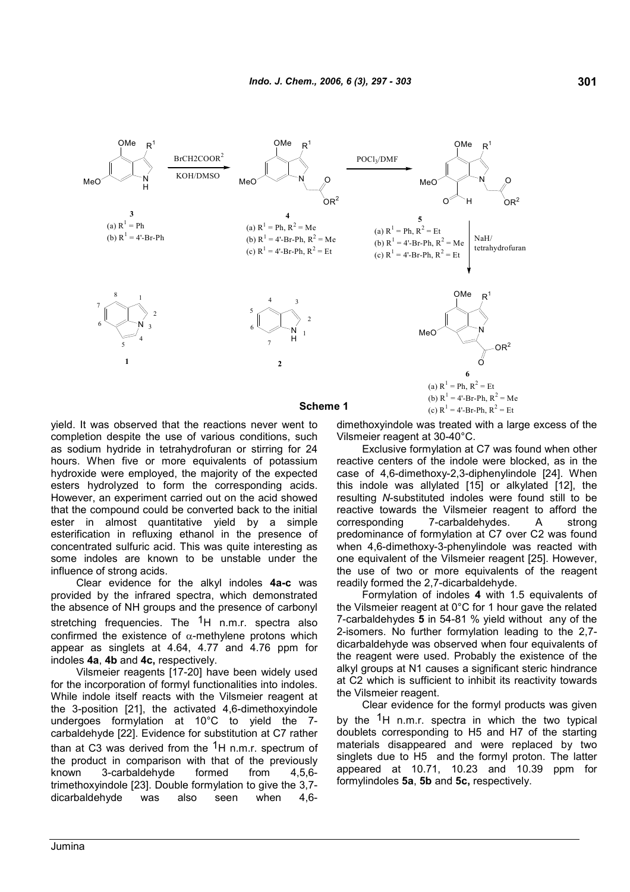**Scheme 1**

yield. It was observed that the reactions never went to completion despite the use of various conditions, such as sodium hydride in tetrahydrofuran or stirring for 24 hours. When five or more equivalents of potassium hydroxide were employed, the majority of the expected esters hydrolyzed to form the corresponding acids. However, an experiment carried out on the acid showed that the compound could be converted back to the initial ester in almost quantitative yield by a simple esterification in refluxing ethanol in the presence of concentrated sulfuric acid. This was quite interesting as some indoles are known to be unstable under the influence of strong acids.

Clear evidence for the alkyl indoles **4a-c** was provided by the infrared spectra, which demonstrated the absence of NH groups and the presence of carbonyl stretching frequencies. The $^1$H n.m.r. spectra also confirmed the existence of $\alpha$-methylene protons which appear as singlets at 4.64, 4.77 and 4.76 ppm for indoles **4a**, **4b** and **4c,** respectively.

Vilsmeier reagents [17-20] have been widely used for the incorporation of formyl functionalities into indoles. While indole itself reacts with the Vilsmeier reagent at the 3-position [21], the activated 4,6-dimethoxyindole undergoes formylation at 10°C to yield the 7-carbaldehyde [22]. Evidence for substitution at C7 rather than at C3 was derived from the $^1$H n.m.r. spectrum of the product in comparison with that of the previously known 3-carbaldehyde formed from 4,5,6-trimethoxyindole [23]. Double formylation to give the 3,7-dicarbaldehyde was also seen when 4,6-dimethoxyindole was treated with a large excess of the Vilsmeier reagent at 30-40°C.

Exclusive formylation at C7 was found when other reactive centers of the indole were blocked, as in the case of 4,6-dimethoxy-2,3-diphenylindole [24]. When this indole was allylated [15] or alkylated [12], the resulting *N*-substituted indoles were found still to be reactive towards the Vilsmeier reagent to afford the corresponding 7-carbaldehydes. A strong predominance of formylation at C7 over C2 was found when 4,6-dimethoxy-3-phenylindole was reacted with one equivalent of the Vilsmeier reagent [25]. However, the use of two or more equivalents of the reagent readily formed the 2,7-dicarbaldehyde.

Formylation of indoles **4** with 1.5 equivalents of the Vilsmeier reagent at 0°C for 1 hour gave the related 7-carbaldehydes **5** in 54-81 % yield without any of the 2-isomers. No further formylation leading to the 2,7-dicarbaldehyde was observed when four equivalents of the reagent were used. Probably the existence of the alkyl groups at N1 causes a significant steric hindrance at C2 which is sufficient to inhibit its reactivity towards the Vilsmeier reagent.

Clear evidence for the formyl products was given by the $^1$H n.m.r. spectra in which the two typical doublets corresponding to H5 and H7 of the starting materials disappeared and were replaced by two singlets due to H5 and the formyl proton. The latter appeared at 10.71, 10.23 and 10.39 ppm for formylindoles **5a**, **5b** and **5c,** respectively.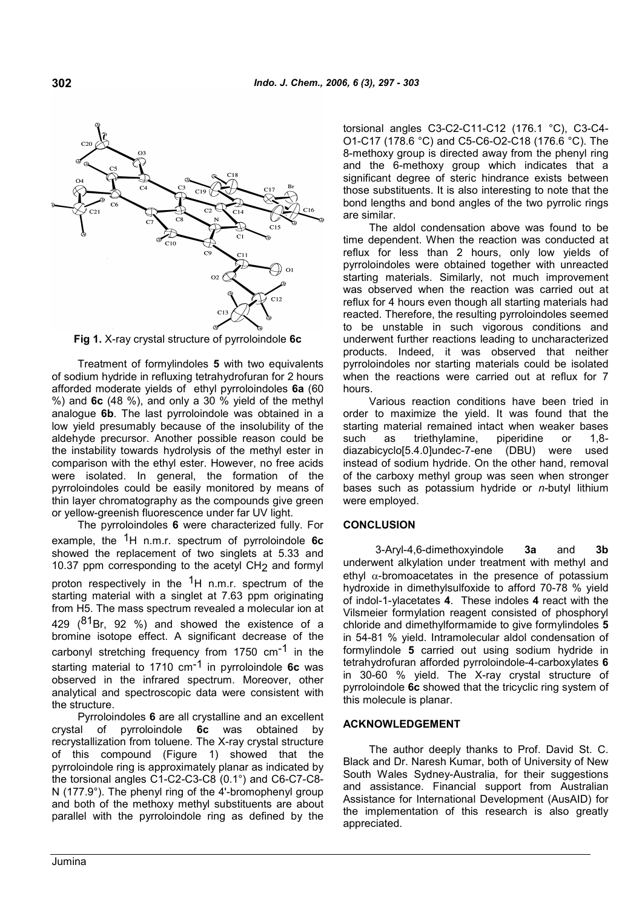C20

O3

O4

C5

C4

C18

C3

C19

C17

Br

C6

C21

C2

C14

C16

C7

C8

C15

N

C1

C10

C9

C11

O1

O2

C12

C13

**Fig 1.** X-ray crystal structure of pyrroloindole **6c**

Treatment of formylindoles **5** with two equivalents of sodium hydride in refluxing tetrahydrofuran for 2 hours afforded moderate yields of ethyl pyrroloindoles **6a** (60 %) and **6c** (48 %), and only a 30 % yield of the methyl analogue **6b**. The last pyrroloindole was obtained in a low yield presumably because of the insolubility of the aldehyde precursor. Another possible reason could be the instability towards hydrolysis of the methyl ester in comparison with the ethyl ester. However, no free acids were isolated. In general, the formation of the pyrroloindoles could be easily monitored by means of thin layer chromatography as the compounds give green or yellow-greenish fluorescence under far UV light.

The pyrroloindoles **6** were characterized fully. For example, the $^1$H n.m.r. spectrum of pyrroloindole **6c** showed the replacement of two singlets at 5.33 and 10.37 ppm corresponding to the acetyl $CH_2$ and formyl proton respectively in the $^1$H n.m.r. spectrum of the starting material with a singlet at 7.63 ppm originating from H5. The mass spectrum revealed a molecular ion at 429 ($^{81}$Br, 92 %) and showed the existence of a bromine isotope effect. A significant decrease of the carbonyl stretching frequency from 1750 cm$^{-1}$ in the starting material to 1710 cm$^{-1}$ in pyrroloindole **6c** was observed in the infrared spectrum. Moreover, other analytical and spectroscopic data were consistent with the structure.

Pyrroloindoles **6** are all crystalline and an excellent crystal of pyrroloindole **6c** was obtained by recrystallization from toluene. The X-ray crystal structure of this compound (Figure 1) showed that the pyrroloindole ring is approximately planar as indicated by the torsional angles C1-C2-C3-C8 (0.1°) and C6-C7-C8-N (177.9°). The phenyl ring of the 4'-bromophenyl group and both of the methoxy methyl substituents are about parallel with the pyrroloindole ring as defined by the torsional angles C3-C2-C11-C12 (176.1 °C), C3-C4-O1-C17 (178.6 °C) and C5-C6-O2-C18 (176.6 °C). The 8-methoxy group is directed away from the phenyl ring and the 6-methoxy group which indicates that a significant degree of steric hindrance exists between those substituents. It is also interesting to note that the bond lengths and bond angles of the two pyrrolic rings are similar.

The aldol condensation above was found to be time dependent. When the reaction was conducted at reflux for less than 2 hours, only low yields of pyrroloindoles were obtained together with unreacted starting materials. Similarly, not much improvement was observed when the reaction was carried out at reflux for 4 hours even though all starting materials had reacted. Therefore, the resulting pyrroloindoles conditions seemed to be unstable in such vigorous conditions and underwent further reactions leading to uncharacterized products. Indeed, it was observed that neither pyrroloindoles nor starting materials could be isolated when the reactions were carried out at reflux for 7 hours.

Various reaction conditions have been tried in order to maximize the yield. It was found that the starting material remained intact when weaker bases such as triethylamine, piperidine or 1,8-diazabicyclo[5.4.0]undec-7-ene (DBU) were used instead of sodium hydride. On the other hand, removal of the carboxy methyl group was seen when stronger bases such as potassium hydride or *n*-butyl lithium were employed.

## CONCLUSION

3-Aryl-4,6-dimethoxyindole **3a** and **3b** underwent alkylation under treatment with methyl and ethyl $\alpha$-bromoacetates in the presence of potassium hydroxide in dimethylsulfoxide to afford 70-78 % yield of indol-1-ylacetates **4**. These indoles **4** react with the Vilsmeier formylation reagent consisted of phosphoryl chloride and dimethylformamide to give formylindoles **5** in 54-81 % yield. Intramolecular aldol condensation of formylindole **5** carried out using sodium hydride in tetrahydrofuran afforded pyrroloindole-4-carboxylates **6** in 30-60 % yield. The X-ray crystal structure of pyrroloindole **6c** showed that the tricyclic ring system of this molecule is planar.

## ACKNOWLEDGEMENT

The author deeply thanks to Prof. David St. C. Black and Dr. Naresh Kumar, both of University of New South Wales Sydney-Australia, for their suggestions and assistance. Financial support from Australian Assistance for International Development (AusAID) for the implementation of this research is also greatly appreciated.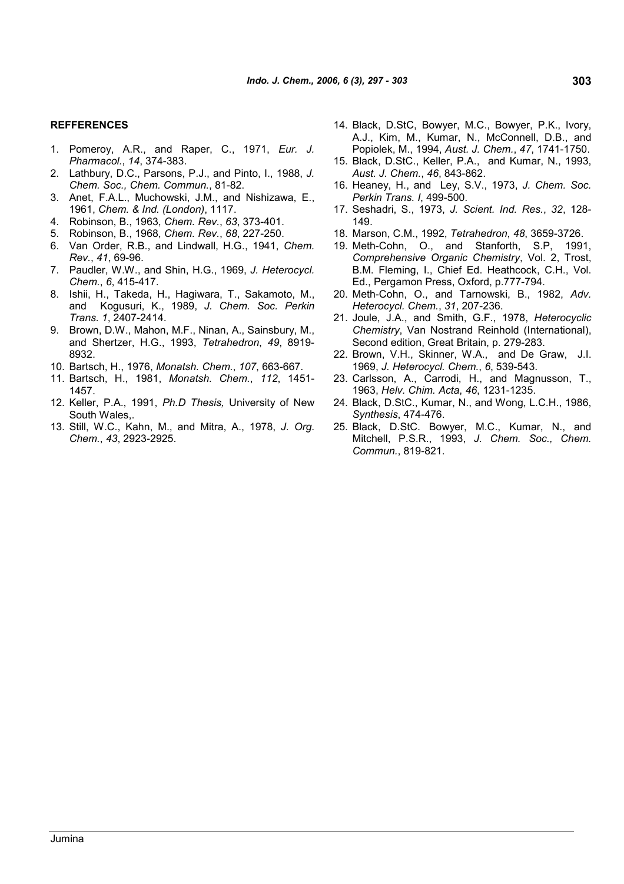## REFFERENCES

1. Pomeroy, A.R., and Raper, C., 1971, *Eur. J. Pharmacol.*, *14*, 374-383.
2. Lathbury, D.C., Parsons, P.J., and Pinto, I., 1988, *J. Chem. Soc., Chem. Commun.*, 81-82.
3. Anet, F.A.L., Muchowski, J.M., and Nishizawa, E., 1961, *Chem. & Ind. (London)*, 1117.
4. Robinson, B., 1963, *Chem. Rev.*, *63*, 373-401.
5. Robinson, B., 1968, *Chem. Rev.*, *68*, 227-250.
6. Van Order, R.B., and Lindwall, H.G., 1941, *Chem. Rev.*, *41*, 69-96.
7. Paudler, W.W., and Shin, H.G., 1969, *J. Heterocycl. Chem.*, *6*, 415-417.
8. Ishii, H., Takeda, H., Hagiwara, T., Sakamoto, M., and Kogusuri, K., 1989, *J. Chem. Soc. Perkin Trans. 1*, 2407-2414.
9. Brown, D.W., Mahon, M.F., Ninan, A., Sainsbury, M., and Shertzer, H.G., 1993, *Tetrahedron*, *49*, 8919-8932.
10. Bartsch, H., 1976, *Monatsh. Chem.*, *107*, 663-667.
11. Bartsch, H., 1981, *Monatsh. Chem.*, *112*, 1451-1457.
12. Keller, P.A., 1991, *Ph.D Thesis,* University of New South Wales,.
13. Still, W.C., Kahn, M., and Mitra, A., 1978, *J. Org. Chem.*, *43*, 2923-2925.
14. Black, D.StC, Bowyer, M.C., Bowyer, P.K., Ivory, A.J., Kim, M., Kumar, N., McConnell, D.B., and Popiolek, M., 1994, *Aust. J. Chem.*, *47*, 1741-1750.
15. Black, D.StC., Keller, P.A., and Kumar, N., 1993, *Aust. J. Chem.*, *46*, 843-862.
16. Heaney, H., and Ley, S.V., 1973, *J. Chem. Soc. Perkin Trans. I*, 499-500.
17. Seshadri, S., 1973, *J. Scient. Ind. Res.*, *32*, 128-149.
18. Marson, C.M., 1992, *Tetrahedron*, *48*, 3659-3726.
19. Meth-Cohn, O., and Stanforth, S.P, 1991, *Comprehensive Organic Chemistry*, Vol. 2, Trost, B.M. Fleming, I., Chief Ed. Heathcock, C.H., Vol. Ed., Pergamon Press, Oxford, p.777-794.
20. Meth-Cohn, O., and Tarnowski, B., 1982, *Adv. Heterocycl. Chem.*, *31*, 207-236.
21. Joule, J.A., and Smith, G.F., 1978, *Heterocyclic Chemistry*, Van Nostrand Reinhold (International), Second edition, Great Britain, p. 279-283.
22. Brown, V.H., Skinner, W.A., and De Graw, J.I. 1969, *J. Heterocycl. Chem.*, *6*, 539-543.
23. Carlsson, A., Carrodi, H., and Magnusson, T., 1963, *Helv. Chim. Acta*, *46*, 1231-1235.
24. Black, D.StC., Kumar, N., and Wong, L.C.H., 1986, *Synthesis*, 474-476.
25. Black, D.StC. Bowyer, M.C., Kumar, N., and Mitchell, P.S.R., 1993, *J. Chem. Soc., Chem. Commun.*, 819-821.